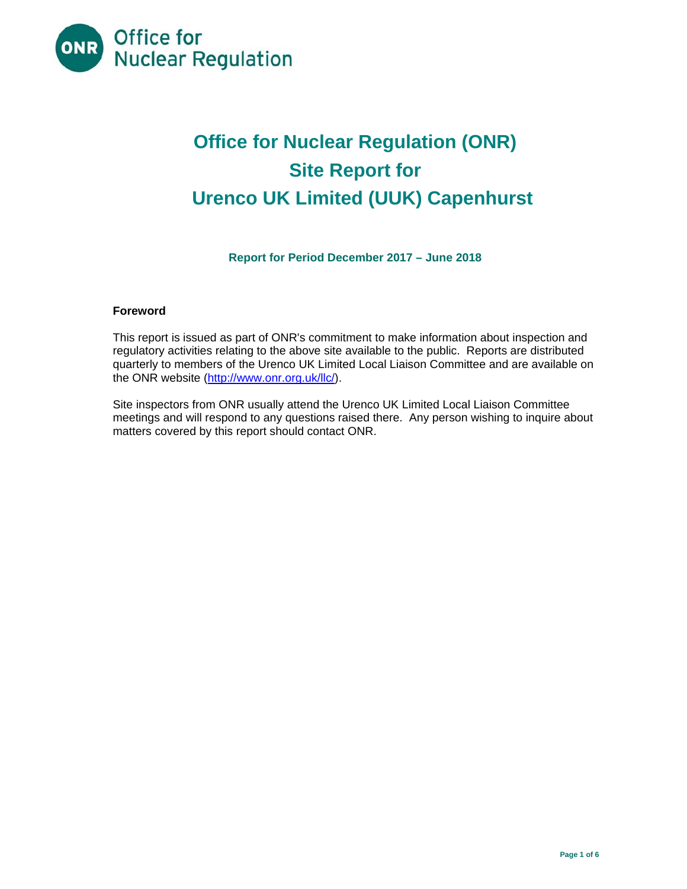# Office for Nuclear Regulation (ONR) Site Report for Urenco UK Limited (UUK) Capenhurst

**Report for Period December 2017 – June 2018**

## Foreword

This report is issued as part of ONR's commitment to make information about inspection and regulatory activities relating to the above site available to the public. Reports are distributed quarterly to members of the Urenco UK Limited Local Liaison Committee and are available on the ONR website (http://www.onr.org.uk/llc/).

Site inspectors from ONR usually attend the Urenco UK Limited Local Liaison Committee meetings and will respond to any questions raised there. Any person wishing to inquire about matters covered by this report should contact ONR.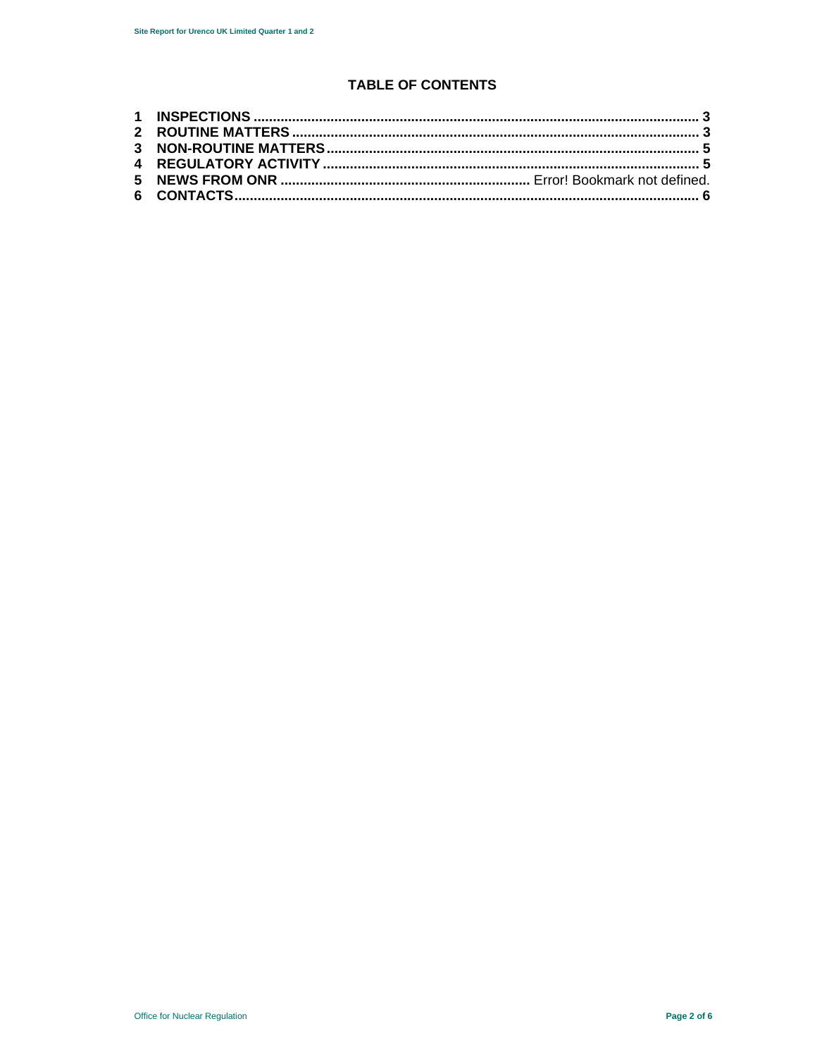## TABLE OF CONTENTS

1 INSPECTIONS ..................................................................................................................... 3
2 ROUTINE MATTERS ........................................................................................................... 3
3 NON-ROUTINE MATTERS ................................................................................................... 5
4 REGULATORY ACTIVITY .................................................................................................... 5
5 NEWS FROM ONR .................................................................. Error! Bookmark not defined.
6 CONTACTS ......................................................................................................................... 6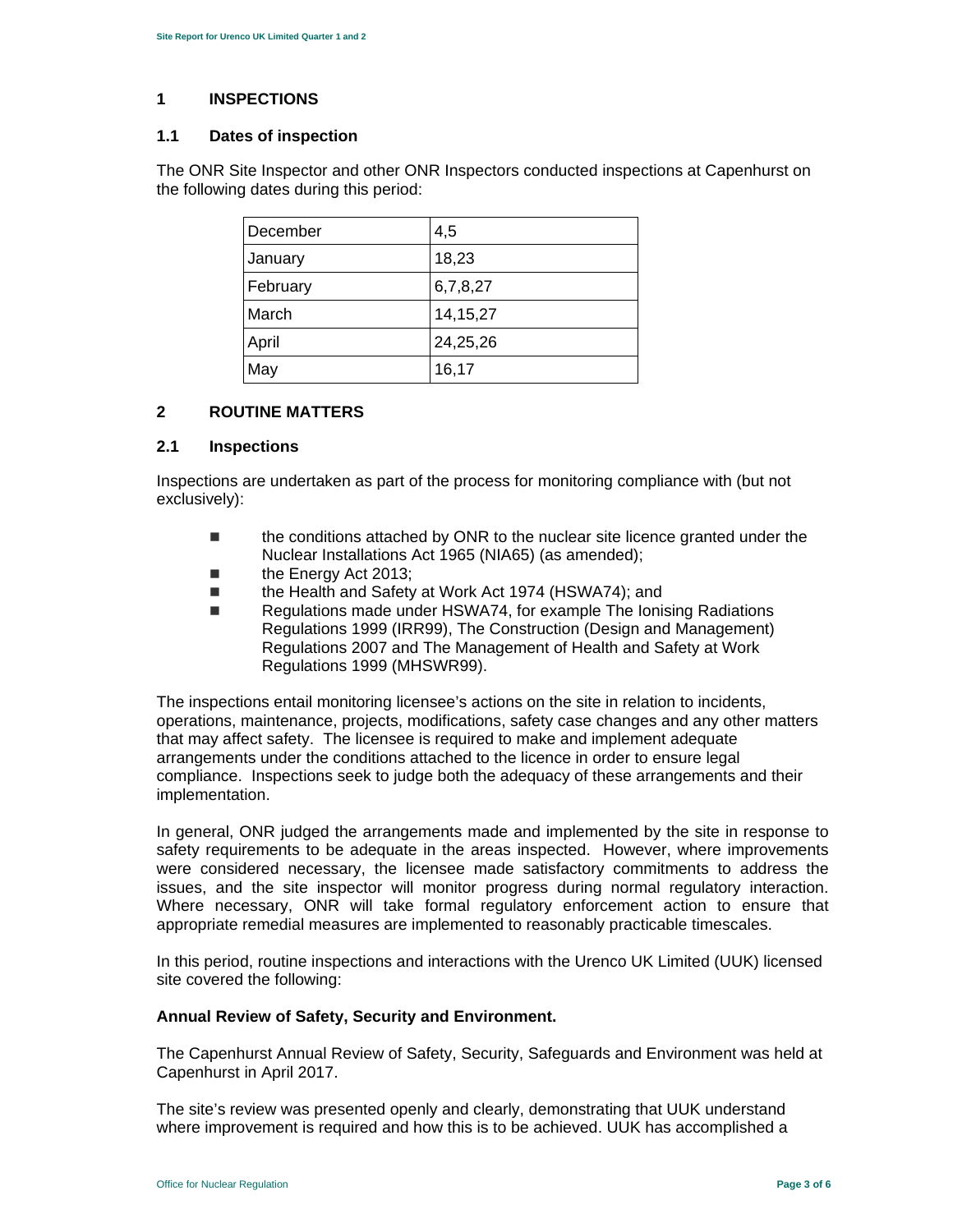## 1 INSPECTIONS

### 1.1 Dates of inspection

The ONR Site Inspector and other ONR Inspectors conducted inspections at Capenhurst on the following dates during this period:

| | |
|---|---|
| December | 4,5 |
| January | 18,23 |
| February | 6,7,8,27 |
| March | 14,15,27 |
| April | 24,25,26 |
| May | 16,17 |

## 2 ROUTINE MATTERS

### 2.1 Inspections

Inspections are undertaken as part of the process for monitoring compliance with (but not exclusively):

- the conditions attached by ONR to the nuclear site licence granted under the Nuclear Installations Act 1965 (NIA65) (as amended);
- the Energy Act 2013;
- the Health and Safety at Work Act 1974 (HSWA74); and
- Regulations made under HSWA74, for example The Ionising Radiations Regulations 1999 (IRR99), The Construction (Design and Management) Regulations 2007 and The Management of Health and Safety at Work Regulations 1999 (MHSWR99).

The inspections entail monitoring licensee's actions on the site in relation to incidents, operations, maintenance, projects, modifications, safety case changes and any other matters that may affect safety. The licensee is required to make and implement adequate arrangements under the conditions attached to the licence in order to ensure legal compliance. Inspections seek to judge both the adequacy of these arrangements and their implementation.

In general, ONR judged the arrangements made and implemented by the site in response to safety requirements to be adequate in the areas inspected. However, where improvements were considered necessary, the licensee made satisfactory commitments to address the issues, and the site inspector will monitor progress during normal regulatory interaction. Where necessary, ONR will take formal regulatory enforcement action to ensure that appropriate remedial measures are implemented to reasonably practicable timescales.

In this period, routine inspections and interactions with the Urenco UK Limited (UUK) licensed site covered the following:

**Annual Review of Safety, Security and Environment.**

The Capenhurst Annual Review of Safety, Security, Safeguards and Environment was held at Capenhurst in April 2017.

The site's review was presented openly and clearly, demonstrating that UUK understand where improvement is required and how this is to be achieved. UUK has accomplished a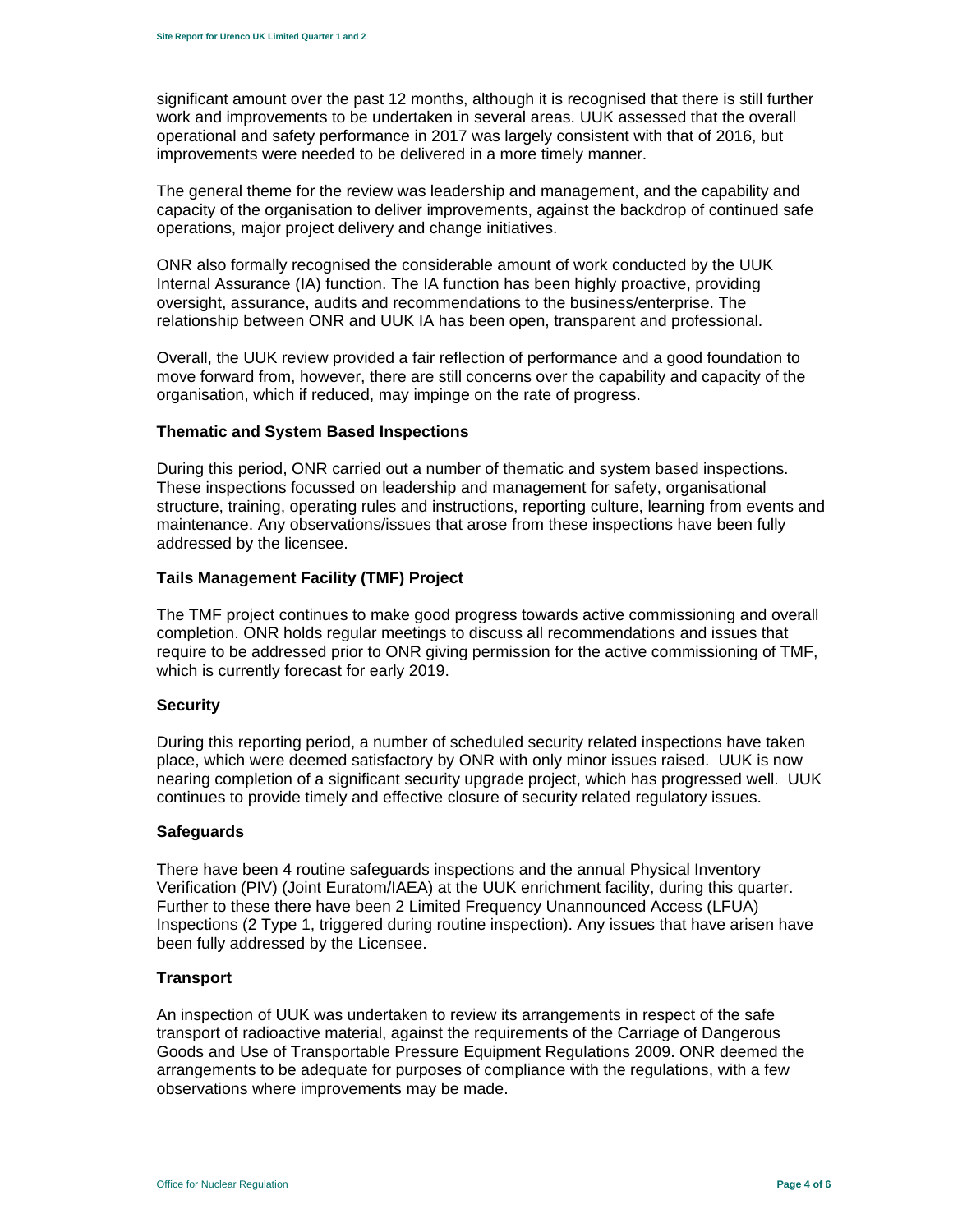significant amount over the past 12 months, although it is recognised that there is still further work and improvements to be undertaken in several areas. UUK assessed that the overall operational and safety performance in 2017 was largely consistent with that of 2016, but improvements were needed to be delivered in a more timely manner.

The general theme for the review was leadership and management, and the capability and capacity of the organisation to deliver improvements, against the backdrop of continued safe operations, major project delivery and change initiatives.

ONR also formally recognised the considerable amount of work conducted by the UUK Internal Assurance (IA) function. The IA function has been highly proactive, providing oversight, assurance, audits and recommendations to the business/enterprise. The relationship between ONR and UUK IA has been open, transparent and professional.

Overall, the UUK review provided a fair reflection of performance and a good foundation to move forward from, however, there are still concerns over the capability and capacity of the organisation, which if reduced, may impinge on the rate of progress.

**Thematic and System Based Inspections**

During this period, ONR carried out a number of thematic and system based inspections. These inspections focussed on leadership and management for safety, organisational structure, training, operating rules and instructions, reporting culture, learning from events and maintenance. Any observations/issues that arose from these inspections have been fully addressed by the licensee.

**Tails Management Facility (TMF) Project**

The TMF project continues to make good progress towards active commissioning and overall completion. ONR holds regular meetings to discuss all recommendations and issues that require to be addressed prior to ONR giving permission for the active commissioning of TMF, which is currently forecast for early 2019.

**Security**

During this reporting period, a number of scheduled security related inspections have taken place, which were deemed satisfactory by ONR with only minor issues raised. UUK is now nearing completion of a significant security upgrade project, which has progressed well. UUK continues to provide timely and effective closure of security related regulatory issues.

**Safeguards**

There have been 4 routine safeguards inspections and the annual Physical Inventory Verification (PIV) (Joint Euratom/IAEA) at the UUK enrichment facility, during this quarter. Further to these there have been 2 Limited Frequency Unannounced Access (LFUA) Inspections (2 Type 1, triggered during routine inspection). Any issues that have arisen have been fully addressed by the Licensee.

**Transport**

An inspection of UUK was undertaken to review its arrangements in respect of the safe transport of radioactive material, against the requirements of the Carriage of Dangerous Goods and Use of Transportable Pressure Equipment Regulations 2009. ONR deemed the arrangements to be adequate for purposes of compliance with the regulations, with a few observations where improvements may be made.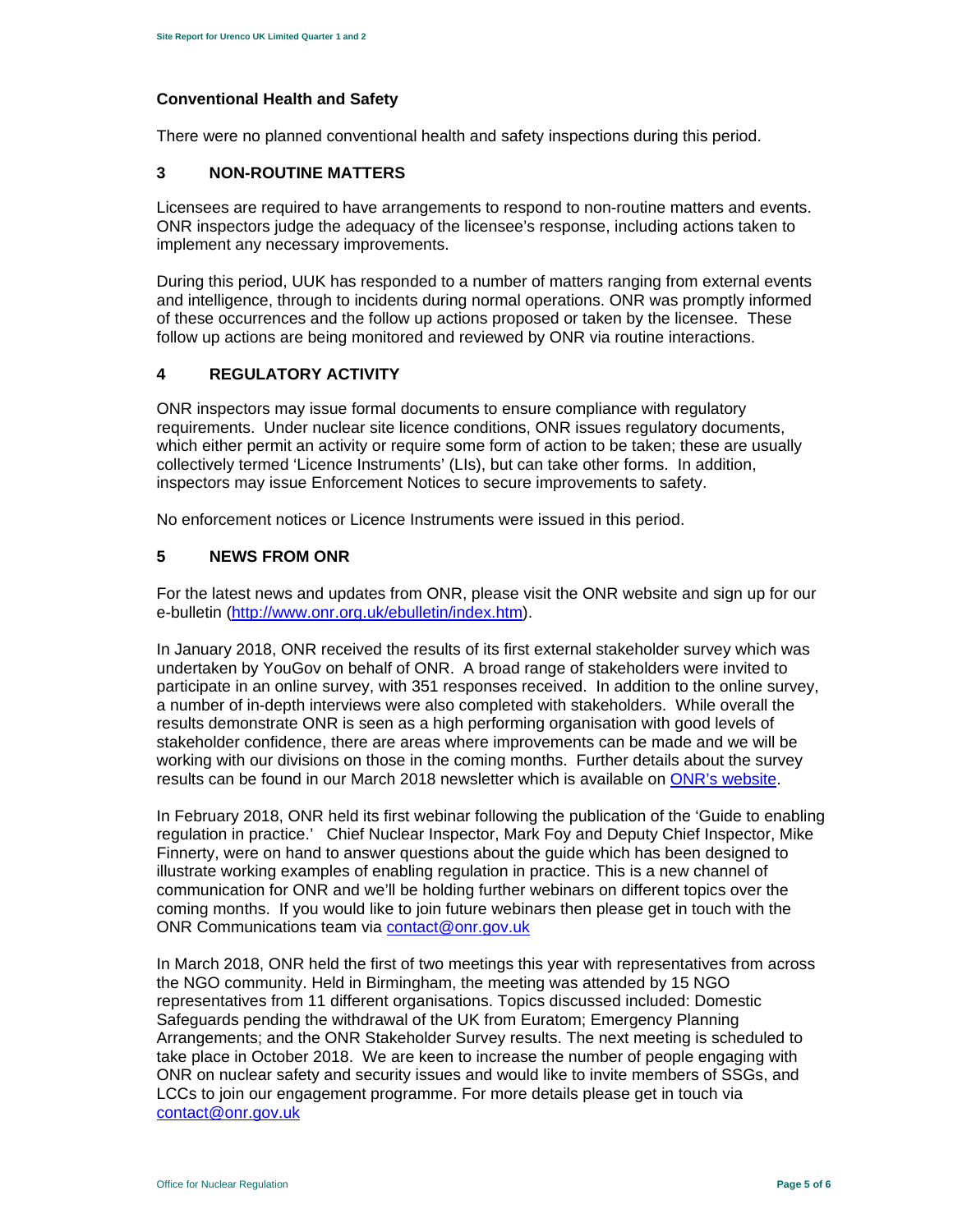### Conventional Health and Safety

There were no planned conventional health and safety inspections during this period.

## 3 NON-ROUTINE MATTERS

Licensees are required to have arrangements to respond to non-routine matters and events. ONR inspectors judge the adequacy of the licensee's response, including actions taken to implement any necessary improvements.

During this period, UUK has responded to a number of matters ranging from external events and intelligence, through to incidents during normal operations. ONR was promptly informed of these occurrences and the follow up actions proposed or taken by the licensee. These follow up actions are being monitored and reviewed by ONR via routine interactions.

## 4 REGULATORY ACTIVITY

ONR inspectors may issue formal documents to ensure compliance with regulatory requirements. Under nuclear site licence conditions, ONR issues regulatory documents, which either permit an activity or require some form of action to be taken; these are usually collectively termed 'Licence Instruments' (LIs), but can take other forms. In addition, inspectors may issue Enforcement Notices to secure improvements to safety.

No enforcement notices or Licence Instruments were issued in this period.

## 5 NEWS FROM ONR

For the latest news and updates from ONR, please visit the ONR website and sign up for our e-bulletin (http://www.onr.org.uk/ebulletin/index.htm).

In January 2018, ONR received the results of its first external stakeholder survey which was undertaken by YouGov on behalf of ONR. A broad range of stakeholders were invited to participate in an online survey, with 351 responses received. In addition to the online survey, a number of in-depth interviews were also completed with stakeholders. While overall the results demonstrate ONR is seen as a high performing organisation with good levels of stakeholder confidence, there are areas where improvements can be made and we will be working with our divisions on those in the coming months. Further details about the survey results can be found in our March 2018 newsletter which is available on ONR's website.

In February 2018, ONR held its first webinar following the publication of the 'Guide to enabling regulation in practice.' Chief Nuclear Inspector, Mark Foy and Deputy Chief Inspector, Mike Finnerty, were on hand to answer questions about the guide which has been designed to illustrate working examples of enabling regulation in practice. This is a new channel of communication for ONR and we'll be holding further webinars on different topics over the coming months. If you would like to join future webinars then please get in touch with the ONR Communications team via contact@onr.gov.uk

In March 2018, ONR held the first of two meetings this year with representatives from across the NGO community. Held in Birmingham, the meeting was attended by 15 NGO representatives from 11 different organisations. Topics discussed included: Domestic Safeguards pending the withdrawal of the UK from Euratom; Emergency Planning Arrangements; and the ONR Stakeholder Survey results. The next meeting is scheduled to take place in October 2018. We are keen to increase the number of people engaging with ONR on nuclear safety and security issues and would like to invite members of SSGs, and LCCs to join our engagement programme. For more details please get in touch via contact@onr.gov.uk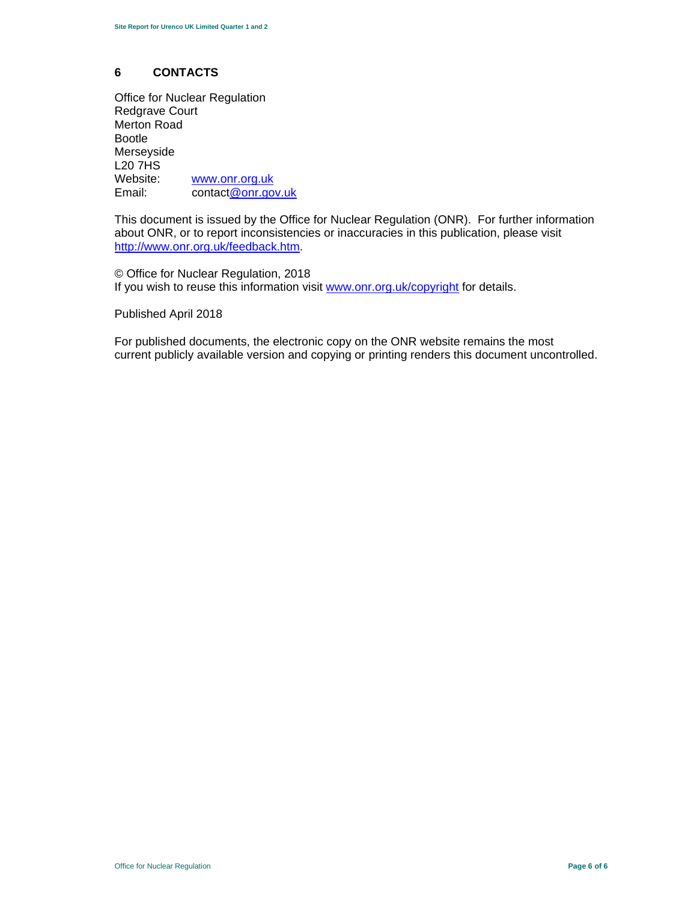## 6 CONTACTS

Office for Nuclear Regulation
Redgrave Court
Merton Road
Bootle
Merseyside
L20 7HS
Website: www.onr.org.uk
Email: contact@onr.gov.uk

This document is issued by the Office for Nuclear Regulation (ONR). For further information about ONR, or to report inconsistencies or inaccuracies in this publication, please visit http://www.onr.org.uk/feedback.htm.

© Office for Nuclear Regulation, 2018
If you wish to reuse this information visit www.onr.org.uk/copyright for details.

Published April 2018

For published documents, the electronic copy on the ONR website remains the most current publicly available version and copying or printing renders this document uncontrolled.